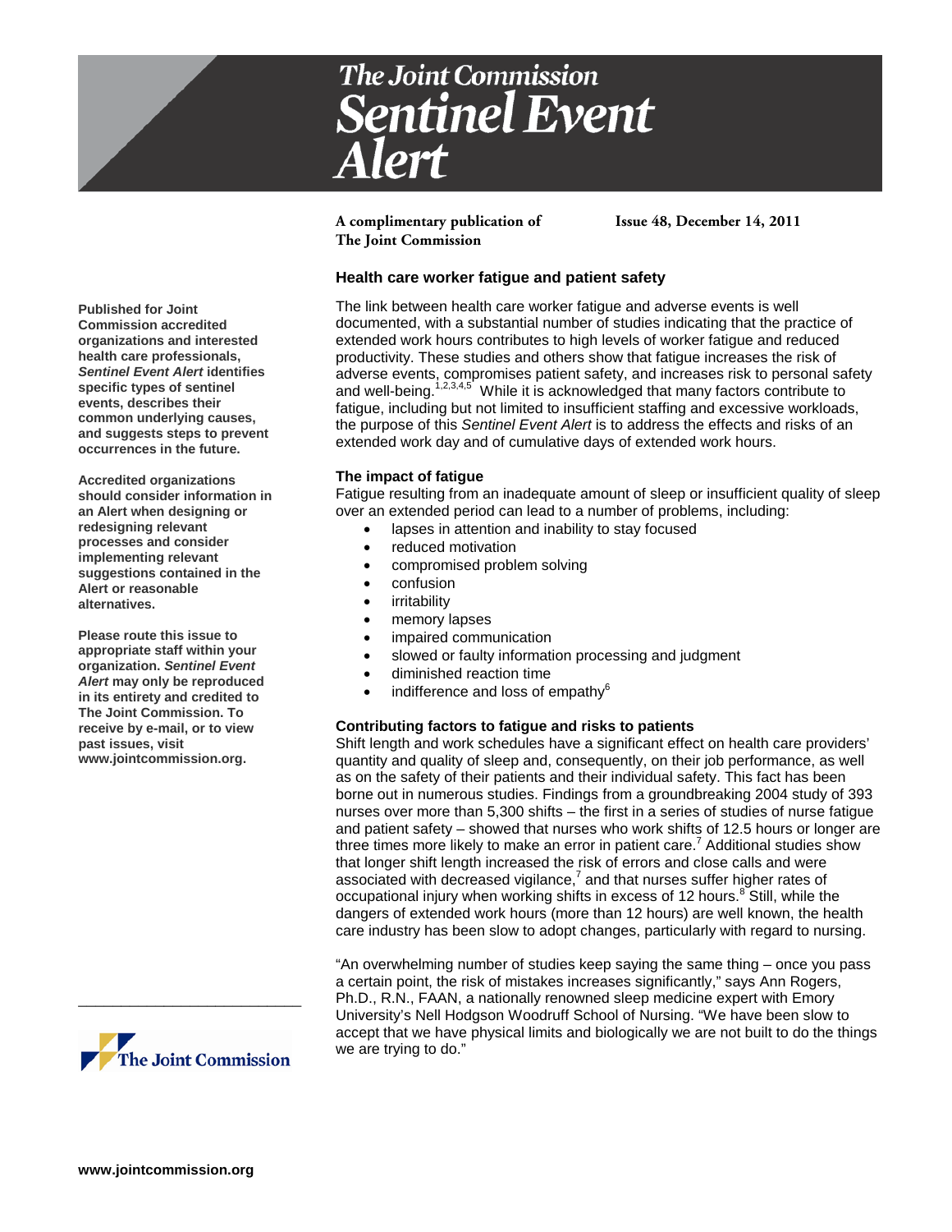# The Joint Commission Sentinel Event Alert

**A complimentary publication of The Joint Commission**

**Issue 48, December 14, 2011**

**Published for Joint Commission accredited organizations and interested health care professionals, *Sentinel Event Alert* identifies specific types of sentinel events, describes their common underlying causes, and suggests steps to prevent occurrences in the future.**

**Accredited organizations should consider information in an Alert when designing or redesigning relevant processes and consider implementing relevant suggestions contained in the Alert or reasonable alternatives.**

**Please route this issue to appropriate staff within your organization. *Sentinel Event Alert* may only be reproduced in its entirety and credited to The Joint Commission. To receive by e-mail, or to view past issues, visit www.jointcommission.org.**

## Health care worker fatigue and patient safety

The link between health care worker fatigue and adverse events is well documented, with a substantial number of studies indicating that the practice of extended work hours contributes to high levels of worker fatigue and reduced productivity. These studies and others show that fatigue increases the risk of adverse events, compromises patient safety, and increases risk to personal safety and well-being.[1,2,3,4,5] While it is acknowledged that many factors contribute to fatigue, including but not limited to insufficient staffing and excessive workloads, the purpose of this *Sentinel Event Alert* is to address the effects and risks of an extended work day and of cumulative days of extended work hours.

### The impact of fatigue

Fatigue resulting from an inadequate amount of sleep or insufficient quality of sleep over an extended period can lead to a number of problems, including:

- lapses in attention and inability to stay focused
- reduced motivation
- compromised problem solving
- confusion
- irritability
- memory lapses
- impaired communication
- slowed or faulty information processing and judgment
- diminished reaction time
- indifference and loss of empathy[6]

### Contributing factors to fatigue and risks to patients

Shift length and work schedules have a significant effect on health care providers' quantity and quality of sleep and, consequently, on their job performance, as well as on the safety of their patients and their individual safety. This fact has been borne out in numerous studies. Findings from a groundbreaking 2004 study of 393 nurses over more than 5,300 shifts – the first in a series of studies of nurse fatigue and patient safety – showed that nurses who work shifts of 12.5 hours or longer are three times more likely to make an error in patient care.[7] Additional studies show that longer shift length increased the risk of errors and close calls and were associated with decreased vigilance,[7] and that nurses suffer higher rates of occupational injury when working shifts in excess of 12 hours.[8] Still, while the dangers of extended work hours (more than 12 hours) are well known, the health care industry has been slow to adopt changes, particularly with regard to nursing.

"An overwhelming number of studies keep saying the same thing – once you pass a certain point, the risk of mistakes increases significantly," says Ann Rogers, Ph.D., R.N., FAAN, a nationally renowned sleep medicine expert with Emory University's Nell Hodgson Woodruff School of Nursing. "We have been slow to accept that we have physical limits and biologically we are not built to do the things we are trying to do."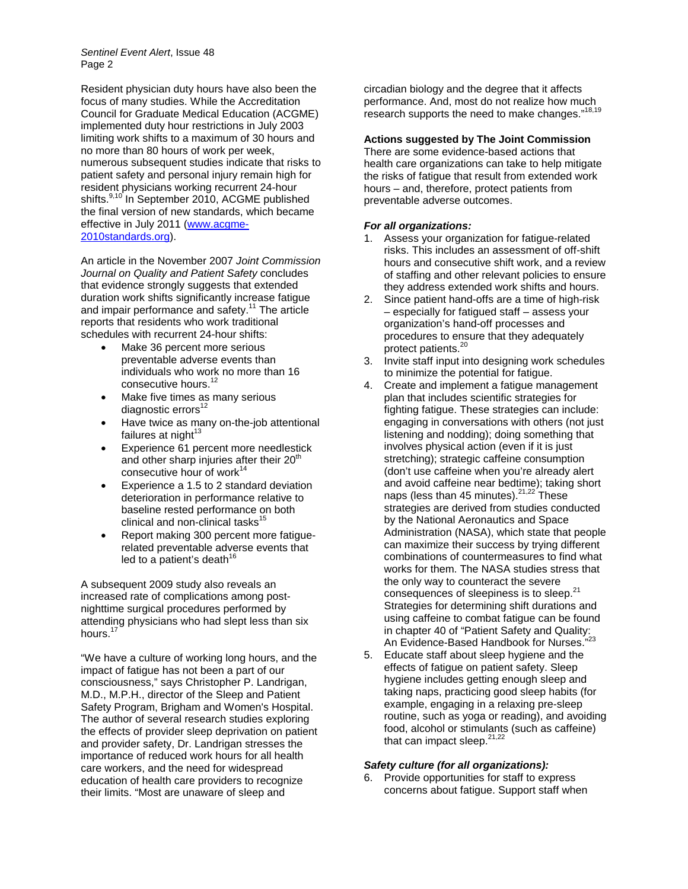Resident physician duty hours have also been the focus of many studies. While the Accreditation Council for Graduate Medical Education (ACGME) implemented duty hour restrictions in July 2003 limiting work shifts to a maximum of 30 hours and no more than 80 hours of work per week, numerous subsequent studies indicate that risks to patient safety and personal injury remain high for resident physicians working recurrent 24-hour shifts.[9,10] In September 2010, ACGME published the final version of new standards, which became effective in July 2011 ([www.acgme-2010standards.org](www.acgme-2010standards.org)).

An article in the November 2007 *Joint Commission Journal on Quality and Patient Safety* concludes that evidence strongly suggests that extended duration work shifts significantly increase fatigue and impair performance and safety.[11] The article reports that residents who work traditional schedules with recurrent 24-hour shifts:

- Make 36 percent more serious preventable adverse events than individuals who work no more than 16 consecutive hours.[12]
- Make five times as many serious diagnostic errors[12]
- Have twice as many on-the-job attentional failures at night[13]
- Experience 61 percent more needlestick and other sharp injuries after their 20th consecutive hour of work[14]
- Experience a 1.5 to 2 standard deviation deterioration in performance relative to baseline rested performance on both clinical and non-clinical tasks[15]
- Report making 300 percent more fatigue-related preventable adverse events that led to a patient's death[16]

A subsequent 2009 study also reveals an increased rate of complications among post-nighttime surgical procedures performed by attending physicians who had slept less than six hours.[17]

"We have a culture of working long hours, and the impact of fatigue has not been a part of our consciousness," says Christopher P. Landrigan, M.D., M.P.H., director of the Sleep and Patient Safety Program, Brigham and Women's Hospital. The author of several research studies exploring the effects of provider sleep deprivation on patient and provider safety, Dr. Landrigan stresses the importance of reduced work hours for all health care workers, and the need for widespread education of health care providers to recognize their limits. "Most are unaware of sleep and circadian biology and the degree that it affects performance. And, most do not realize how much research supports the need to make changes."[18,19]

**Actions suggested by The Joint Commission**

There are some evidence-based actions that health care organizations can take to help mitigate the risks of fatigue that result from extended work hours – and, therefore, protect patients from preventable adverse outcomes.

***For all organizations:***

1. Assess your organization for fatigue-related risks. This includes an assessment of off-shift hours and consecutive shift work, and a review of staffing and other relevant policies to ensure they address extended work shifts and hours.
2. Since patient hand-offs are a time of high-risk – especially for fatigued staff – assess your organization's hand-off processes and procedures to ensure that they adequately protect patients.[20]
3. Invite staff input into designing work schedules to minimize the potential for fatigue.
4. Create and implement a fatigue management plan that includes scientific strategies for fighting fatigue. These strategies can include: engaging in conversations with others (not just listening and nodding); doing something that involves physical action (even if it is just stretching); strategic caffeine consumption (don't use caffeine when you're already alert and avoid caffeine near bedtime); taking short naps (less than 45 minutes).[21,22] These strategies are derived from studies conducted by the National Aeronautics and Space Administration (NASA), which state that people can maximize their success by trying different combinations of countermeasures to find what works for them. The NASA studies stress that the only way to counteract the severe consequences of sleepiness is to sleep.[21] Strategies for determining shift durations and using caffeine to combat fatigue can be found in chapter 40 of "Patient Safety and Quality: An Evidence-Based Handbook for Nurses."[23]
5. Educate staff about sleep hygiene and the effects of fatigue on patient safety. Sleep hygiene includes getting enough sleep and taking naps, practicing good sleep habits (for example, engaging in a relaxing pre-sleep routine, such as yoga or reading), and avoiding food, alcohol or stimulants (such as caffeine) that can impact sleep.[21,22]

***Safety culture (for all organizations):***

6. Provide opportunities for staff to express concerns about fatigue. Support staff when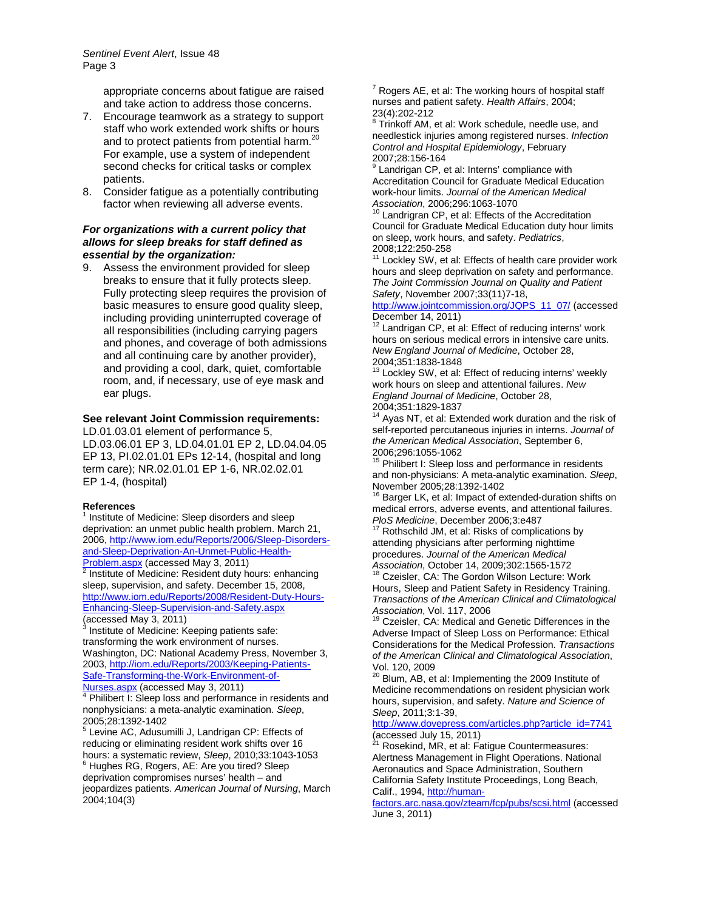appropriate concerns about fatigue are raised and take action to address those concerns.

7. Encourage teamwork as a strategy to support staff who work extended work shifts or hours and to protect patients from potential harm.[20] For example, use a system of independent second checks for critical tasks or complex patients.
8. Consider fatigue as a potentially contributing factor when reviewing all adverse events.

***For organizations with a current policy that allows for sleep breaks for staff defined as essential by the organization:***

9. Assess the environment provided for sleep breaks to ensure that it fully protects sleep. Fully protecting sleep requires the provision of basic measures to ensure good quality sleep, including providing uninterrupted coverage of all responsibilities (including carrying pagers and phones, and coverage of both admissions and all continuing care by another provider), and providing a cool, dark, quiet, comfortable room, and, if necessary, use of eye mask and ear plugs.

**See relevant Joint Commission requirements:**
LD.01.03.01 element of performance 5, LD.03.06.01 EP 3, LD.04.01.01 EP 2, LD.04.04.05 EP 13, PI.02.01.01 EPs 12-14, (hospital and long term care); NR.02.01.01 EP 1-6, NR.02.02.01 EP 1-4, (hospital)

**References**

[1] Institute of Medicine: Sleep disorders and sleep deprivation: an unmet public health problem. March 21, 2006, http://www.iom.edu/Reports/2006/Sleep-Disorders-and-Sleep-Deprivation-An-Unmet-Public-Health-Problem.aspx (accessed May 3, 2011)

[2] Institute of Medicine: Resident duty hours: enhancing sleep, supervision, and safety. December 15, 2008, http://www.iom.edu/Reports/2008/Resident-Duty-Hours-Enhancing-Sleep-Supervision-and-Safety.aspx (accessed May 3, 2011)

[3] Institute of Medicine: Keeping patients safe: transforming the work environment of nurses. Washington, DC: National Academy Press, November 3, 2003, http://iom.edu/Reports/2003/Keeping-Patients-Safe-Transforming-the-Work-Environment-of-Nurses.aspx (accessed May 3, 2011)

[4] Philibert I: Sleep loss and performance in residents and nonphysicians: a meta-analytic examination. *Sleep*, 2005;28:1392-1402

[5] Levine AC, Adusumilli J, Landrigan CP: Effects of reducing or eliminating resident work shifts over 16 hours: a systematic review, *Sleep*, 2010;33:1043-1053

[6] Hughes RG, Rogers, AE: Are you tired? Sleep deprivation compromises nurses' health – and jeopardizes patients. *American Journal of Nursing*, March 2004;104(3)

[7] Rogers AE, et al: The working hours of hospital staff nurses and patient safety. *Health Affairs*, 2004; 23(4):202-212

[8] Trinkoff AM, et al: Work schedule, needle use, and needlestick injuries among registered nurses. *Infection Control and Hospital Epidemiology*, February 2007;28:156-164

[9] Landrigan CP, et al: Interns' compliance with Accreditation Council for Graduate Medical Education work-hour limits. *Journal of the American Medical Association*, 2006;296:1063-1070

[10] Landrigran CP, et al: Effects of the Accreditation Council for Graduate Medical Education duty hour limits on sleep, work hours, and safety. *Pediatrics*, 2008;122:250-258

[11] Lockley SW, et al: Effects of health care provider work hours and sleep deprivation on safety and performance. *The Joint Commission Journal on Quality and Patient Safety*, November 2007;33(11)7-18, http://www.jointcommission.org/JQPS_11_07/ (accessed December 14, 2011)

[12] Landrigan CP, et al: Effect of reducing interns' work hours on serious medical errors in intensive care units. *New England Journal of Medicine*, October 28, 2004;351:1838-1848

[13] Lockley SW, et al: Effect of reducing interns' weekly work hours on sleep and attentional failures. *New England Journal of Medicine*, October 28, 2004;351:1829-1837

[14] Ayas NT, et al: Extended work duration and the risk of self-reported percutaneous injuries in interns. *Journal of the American Medical Association*, September 6, 2006;296:1055-1062

[15] Philibert I: Sleep loss and performance in residents and non-physicians: A meta-analytic examination. *Sleep*, November 2005;28:1392-1402

[16] Barger LK, et al: Impact of extended-duration shifts on medical errors, adverse events, and attentional failures. *PloS Medicine*, December 2006;3:e487

[17] Rothschild JM, et al: Risks of complications by attending physicians after performing nighttime procedures. *Journal of the American Medical Association*, October 14, 2009;302:1565-1572

[18] Czeisler, CA: The Gordon Wilson Lecture: Work Hours, Sleep and Patient Safety in Residency Training. *Transactions of the American Clinical and Climatological Association*, Vol. 117, 2006

[19] Czeisler, CA: Medical and Genetic Differences in the Adverse Impact of Sleep Loss on Performance: Ethical Considerations for the Medical Profession. *Transactions of the American Clinical and Climatological Association*, Vol. 120, 2009

[20] Blum, AB, et al: Implementing the 2009 Institute of Medicine recommendations on resident physician work hours, supervision, and safety. *Nature and Science of Sleep*, 2011;3:1-39, http://www.dovepress.com/articles.php?article_id=7741 (accessed July 15, 2011)

[21] Rosekind, MR, et al: Fatigue Countermeasures: Alertness Management in Flight Operations. National Aeronautics and Space Administration, Southern California Safety Institute Proceedings, Long Beach, Calif., 1994, http://human-factors.arc.nasa.gov/zteam/fcp/pubs/scsi.html (accessed June 3, 2011)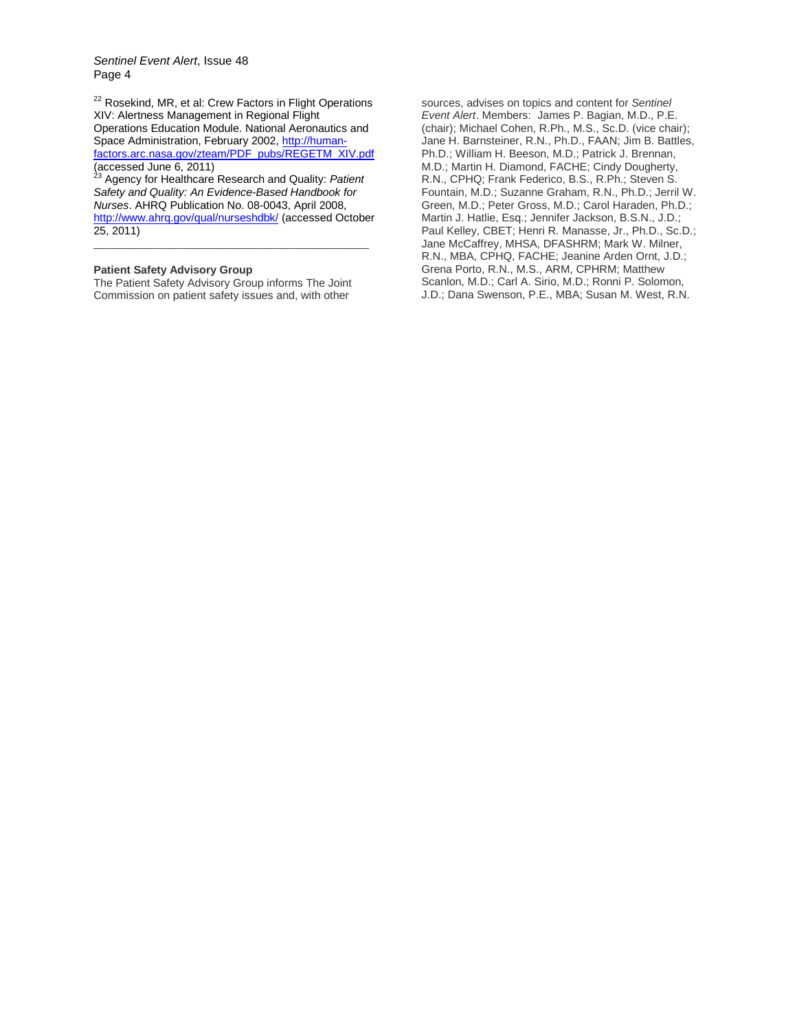[22] Rosekind, MR, et al: Crew Factors in Flight Operations XIV: Alertness Management in Regional Flight Operations Education Module. National Aeronautics and Space Administration, February 2002, http://human-factors.arc.nasa.gov/zteam/PDF_pubs/REGETM_XIV.pdf (accessed June 6, 2011)

[23] Agency for Healthcare Research and Quality: *Patient Safety and Quality: An Evidence-Based Handbook for Nurses*. AHRQ Publication No. 08-0043, April 2008, http://www.ahrq.gov/qual/nurseshdbk/ (accessed October 25, 2011)

---

**Patient Safety Advisory Group**

The Patient Safety Advisory Group informs The Joint Commission on patient safety issues and, with other sources, advises on topics and content for *Sentinel Event Alert*. Members: James P. Bagian, M.D., P.E. (chair); Michael Cohen, R.Ph., M.S., Sc.D. (vice chair); Jane H. Barnsteiner, R.N., Ph.D., FAAN; Jim B. Battles, Ph.D.; William H. Beeson, M.D.; Patrick J. Brennan, M.D.; Martin H. Diamond, FACHE; Cindy Dougherty, R.N., CPHQ; Frank Federico, B.S., R.Ph.; Steven S. Fountain, M.D.; Suzanne Graham, R.N., Ph.D.; Jerril W. Green, M.D.; Peter Gross, M.D.; Carol Haraden, Ph.D.; Martin J. Hatlie, Esq.; Jennifer Jackson, B.S.N., J.D.; Paul Kelley, CBET; Henri R. Manasse, Jr., Ph.D., Sc.D.; Jane McCaffrey, MHSA, DFASHRM; Mark W. Milner, R.N., MBA, CPHQ, FACHE; Jeanine Arden Ornt, J.D.; Grena Porto, R.N., M.S., ARM, CPHRM; Matthew Scanlon, M.D.; Carl A. Sirio, M.D.; Ronni P. Solomon, J.D.; Dana Swenson, P.E., MBA; Susan M. West, R.N.